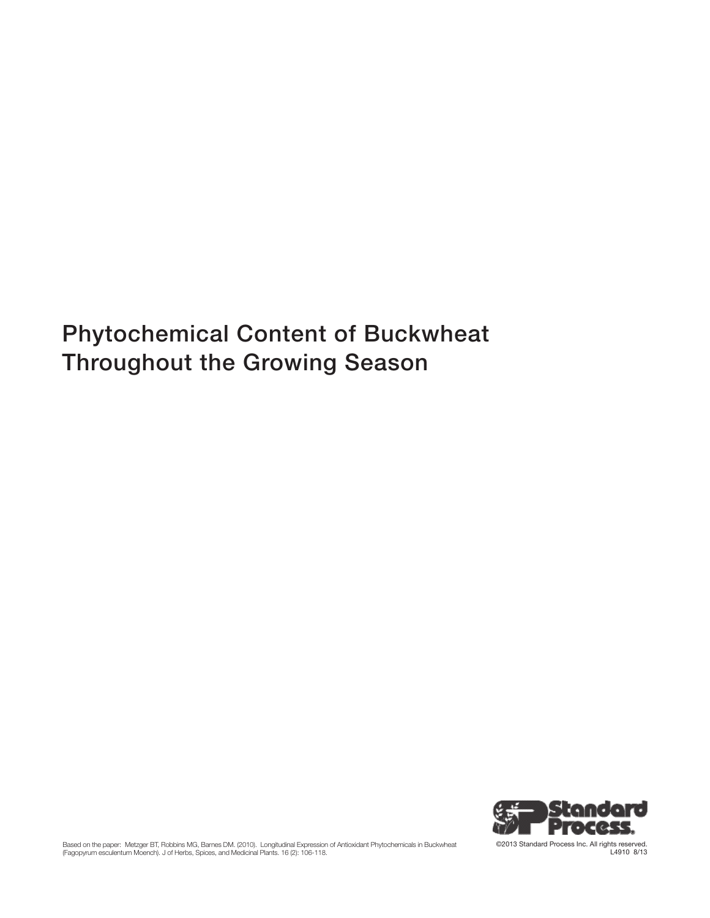# Phytochemical Content of Buckwheat Throughout the Growing Season

Based on the paper: Metzger BT, Robbins MG, Barnes DM. (2010). Longitudinal Expression of Antioxidant Phytochemicals in Buckwheat (Fagopyrum esculentum Moench). J of Herbs, Spices, and Medicinal Plants. 16 (2): 106-118.

©2013 Standard Process Inc. All rights reserved.
L4910 8/13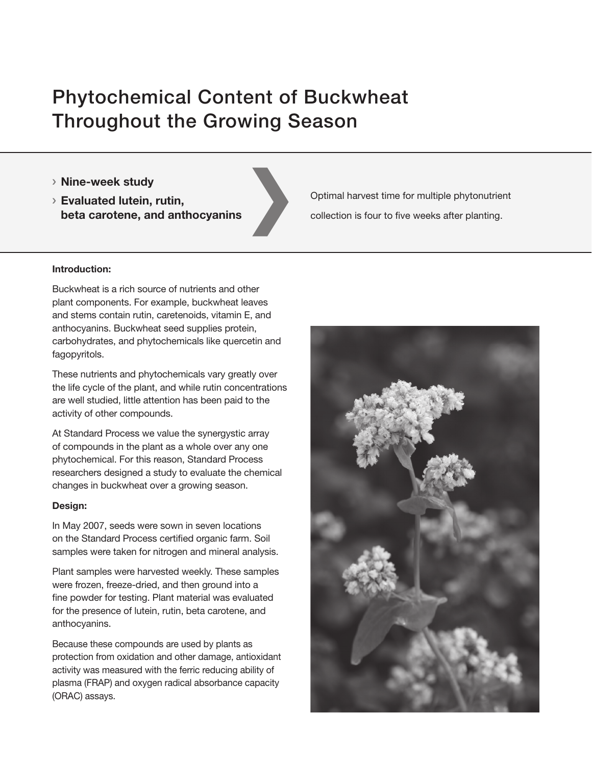# Phytochemical Content of Buckwheat Throughout the Growing Season

- › **Nine-week study**
- › **Evaluated lutein, rutin, beta carotene, and anthocyanins**

Optimal harvest time for multiple phytonutrient collection is four to five weeks after planting.

**Introduction:**

Buckwheat is a rich source of nutrients and other plant components. For example, buckwheat leaves and stems contain rutin, caretenoids, vitamin E, and anthocyanins. Buckwheat seed supplies protein, carbohydrates, and phytochemicals like quercetin and fagopyritols.

These nutrients and phytochemicals vary greatly over the life cycle of the plant, and while rutin concentrations are well studied, little attention has been paid to the activity of other compounds.

At Standard Process we value the synergystic array of compounds in the plant as a whole over any one phytochemical. For this reason, Standard Process researchers designed a study to evaluate the chemical changes in buckwheat over a growing season.

**Design:**

In May 2007, seeds were sown in seven locations on the Standard Process certified organic farm. Soil samples were taken for nitrogen and mineral analysis.

Plant samples were harvested weekly. These samples were frozen, freeze-dried, and then ground into a fine powder for testing. Plant material was evaluated for the presence of lutein, rutin, beta carotene, and anthocyanins.

Because these compounds are used by plants as protection from oxidation and other damage, antioxidant activity was measured with the ferric reducing ability of plasma (FRAP) and oxygen radical absorbance capacity (ORAC) assays.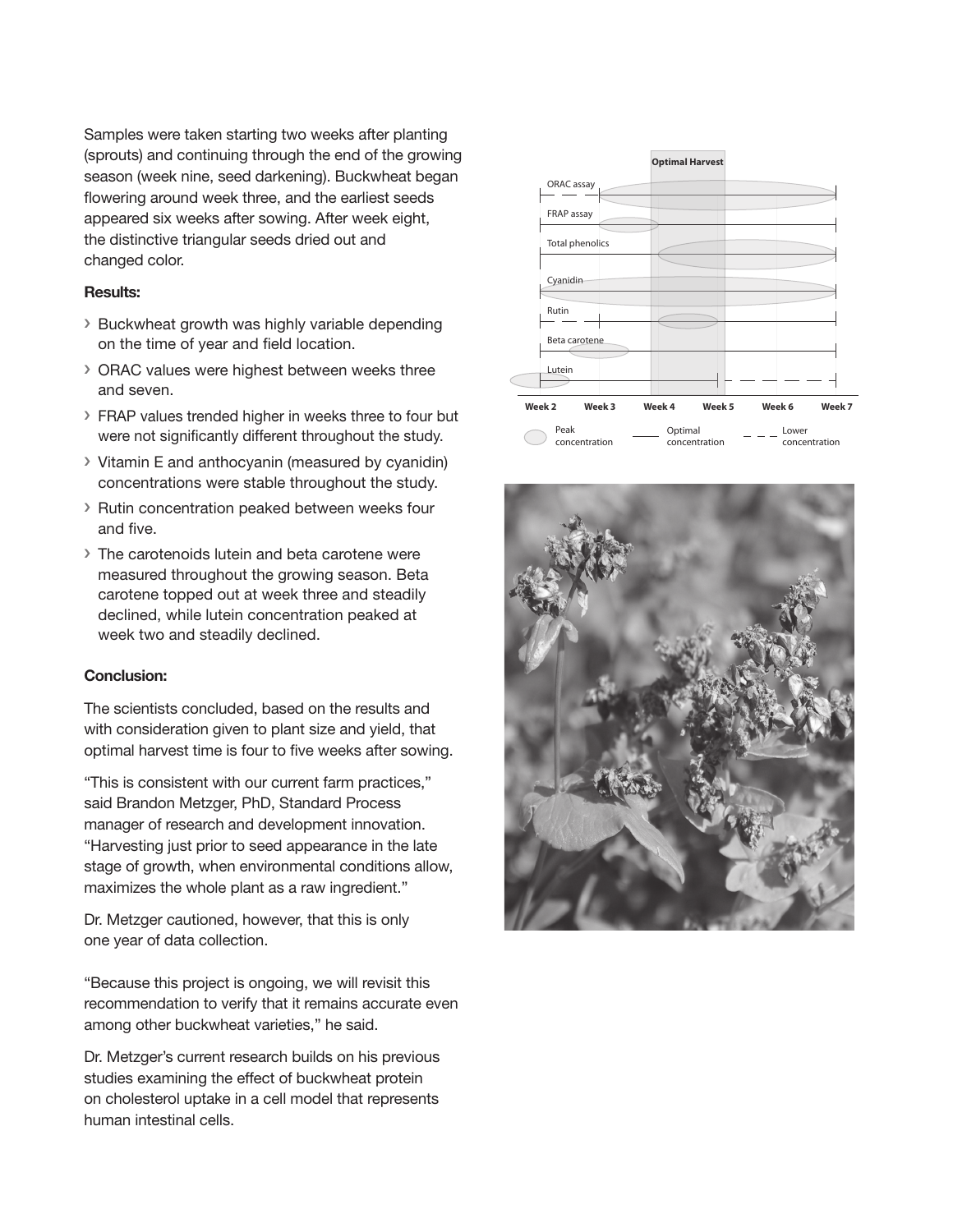Samples were taken starting two weeks after planting (sprouts) and continuing through the end of the growing season (week nine, seed darkening). Buckwheat began flowering around week three, and the earliest seeds appeared six weeks after sowing. After week eight, the distinctive triangular seeds dried out and changed color.

**Results:**

- Buckwheat growth was highly variable depending on the time of year and field location.
- ORAC values were highest between weeks three and seven.
- FRAP values trended higher in weeks three to four but were not significantly different throughout the study.
- Vitamin E and anthocyanin (measured by cyanidin) concentrations were stable throughout the study.
- Rutin concentration peaked between weeks four and five.
- The carotenoids lutein and beta carotene were measured throughout the growing season. Beta carotene topped out at week three and steadily declined, while lutein concentration peaked at week two and steadily declined.

Optimal Harvest

ORAC assay

FRAP assay

Total phenolics

Cyanidin

Rutin

Beta carotene

Lutein

Week 2 Week 3 Week 4 Week 5 Week 6 Week 7

Peak concentration

Optimal concentration

Lower concentration

**Conclusion:**

The scientists concluded, based on the results and with consideration given to plant size and yield, that optimal harvest time is four to five weeks after sowing.

"This is consistent with our current farm practices," said Brandon Metzger, PhD, Standard Process manager of research and development innovation. "Harvesting just prior to seed appearance in the late stage of growth, when environmental conditions allow, maximizes the whole plant as a raw ingredient."

Dr. Metzger cautioned, however, that this is only one year of data collection.

"Because this project is ongoing, we will revisit this recommendation to verify that it remains accurate even among other buckwheat varieties," he said.

Dr. Metzger's current research builds on his previous studies examining the effect of buckwheat protein on cholesterol uptake in a cell model that represents human intestinal cells.